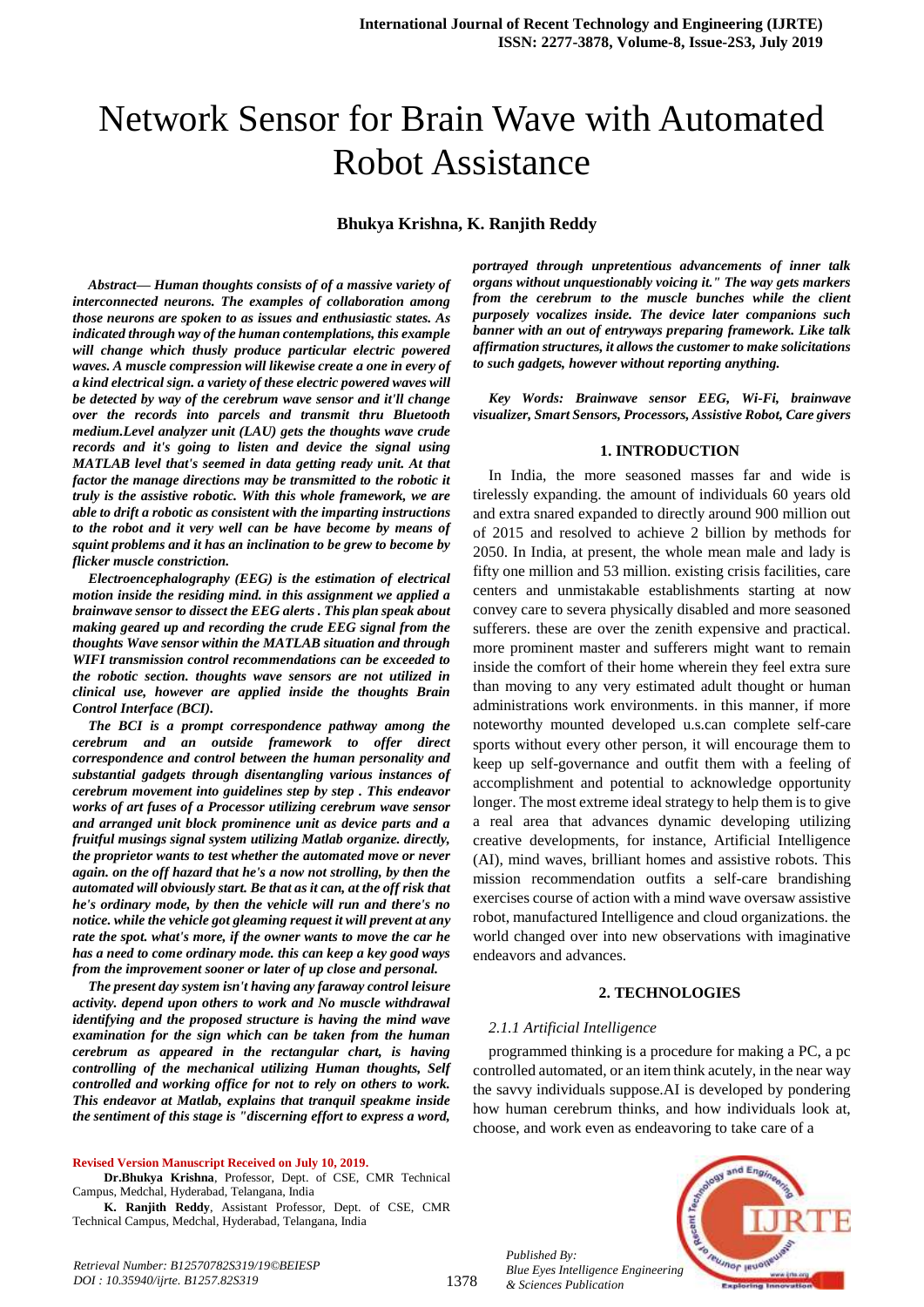# Network Sensor for Brain Wave with Automated Robot Assistance

**Bhukya Krishna, K. Ranjith Reddy**

***Abstract— Human thoughts consists of of a massive variety of interconnected neurons. The examples of collaboration among those neurons are spoken to as issues and enthusiastic states. As indicated through way of the human contemplations, this example will change which thusly produce particular electric powered waves. A muscle compression will likewise create a one in every of a kind electrical sign. a variety of these electric powered waves will be detected by way of the cerebrum wave sensor and it'll change over the records into parcels and transmit thru Bluetooth medium.Level analyzer unit (LAU) gets the thoughts wave crude records and it's going to listen and device the signal using MATLAB level that's seemed in data getting ready unit. At that factor the manage directions may be transmitted to the robotic it truly is the assistive robotic. With this whole framework, we are able to drift a robotic as consistent with the imparting instructions to the robot and it very well can be have become by means of squint problems and it has an inclination to be grew to become by flicker muscle constriction.***

***Electroencephalography (EEG) is the estimation of electrical motion inside the residing mind. in this assignment we applied a brainwave sensor to dissect the EEG alerts . This plan speak about making geared up and recording the crude EEG signal from the thoughts Wave sensor within the MATLAB situation and through WIFI transmission control recommendations can be exceeded to the robotic section. thoughts wave sensors are not utilized in clinical use, however are applied inside the thoughts Brain Control Interface (BCI).***

***The BCI is a prompt correspondence pathway among the cerebrum and an outside framework to offer direct correspondence and control between the human personality and substantial gadgets through disentangling various instances of cerebrum movement into guidelines step by step . This endeavor works of art fuses of a Processor utilizing cerebrum wave sensor and arranged unit block prominence unit as device parts and a fruitful musings signal system utilizing Matlab organize. directly, the proprietor wants to test whether the automated move or never again. on the off hazard that he's a now not strolling, by then the automated will obviously start. Be that as it can, at the off risk that he's ordinary mode, by then the vehicle will run and there's no notice. while the vehicle got gleaming request it will prevent at any rate the spot. what's more, if the owner wants to move the car he has a need to come ordinary mode. this can keep a key good ways from the improvement sooner or later of up close and personal.***

***The present day system isn't having any faraway control leisure activity. depend upon others to work and No muscle withdrawal identifying and the proposed structure is having the mind wave examination for the sign which can be taken from the human cerebrum as appeared in the rectangular chart, is having controlling of the mechanical utilizing Human thoughts, Self controlled and working office for not to rely on others to work. This endeavor at Matlab, explains that tranquil speakme inside the sentiment of this stage is "discerning effort to express a word, portrayed through unpretentious advancements of inner talk organs without unquestionably voicing it." The way gets markers from the cerebrum to the muscle bunches while the client purposely vocalizes inside. The device later companions such banner with an out of entryways preparing framework. Like talk affirmation structures, it allows the customer to make solicitations to such gadgets, however without reporting anything.***

***Key Words: Brainwave sensor EEG, Wi-Fi, brainwave visualizer, Smart Sensors, Processors, Assistive Robot, Care givers***

**Revised Version Manuscript Received on July 10, 2019.**

**Dr.Bhukya Krishna**, Professor, Dept. of CSE, CMR Technical Campus, Medchal, Hyderabad, Telangana, India

**K. Ranjith Reddy**, Assistant Professor, Dept. of CSE, CMR Technical Campus, Medchal, Hyderabad, Telangana, India

## 1. INTRODUCTION

In India, the more seasoned masses far and wide is tirelessly expanding. the amount of individuals 60 years old and extra snared expanded to directly around 900 million out of 2015 and resolved to achieve 2 billion by methods for 2050. In India, at present, the whole mean male and lady is fifty one million and 53 million. existing crisis facilities, care centers and unmistakable establishments starting at now convey care to severa physically disabled and more seasoned sufferers. these are over the zenith expensive and practical. more prominent master and sufferers might want to remain inside the comfort of their home wherein they feel extra sure than moving to any very estimated adult thought or human administrations work environments. in this manner, if more noteworthy mounted developed u.s.can complete self-care sports without every other person, it will encourage them to keep up self-governance and outfit them with a feeling of accomplishment and potential to acknowledge opportunity longer. The most extreme ideal strategy to help them is to give a real area that advances dynamic developing utilizing creative developments, for instance, Artificial Intelligence (AI), mind waves, brilliant homes and assistive robots. This mission recommendation outfits a self-care brandishing exercises course of action with a mind wave oversaw assistive robot, manufactured Intelligence and cloud organizations. the world changed over into new observations with imaginative endeavors and advances.

## 2. TECHNOLOGIES

### *2.1.1 Artificial Intelligence*

programmed thinking is a procedure for making a PC, a pc controlled automated, or an item think acutely, in the near way the savvy individuals suppose.AI is developed by pondering how human cerebrum thinks, and how individuals look at, choose, and work even as endeavoring to take care of a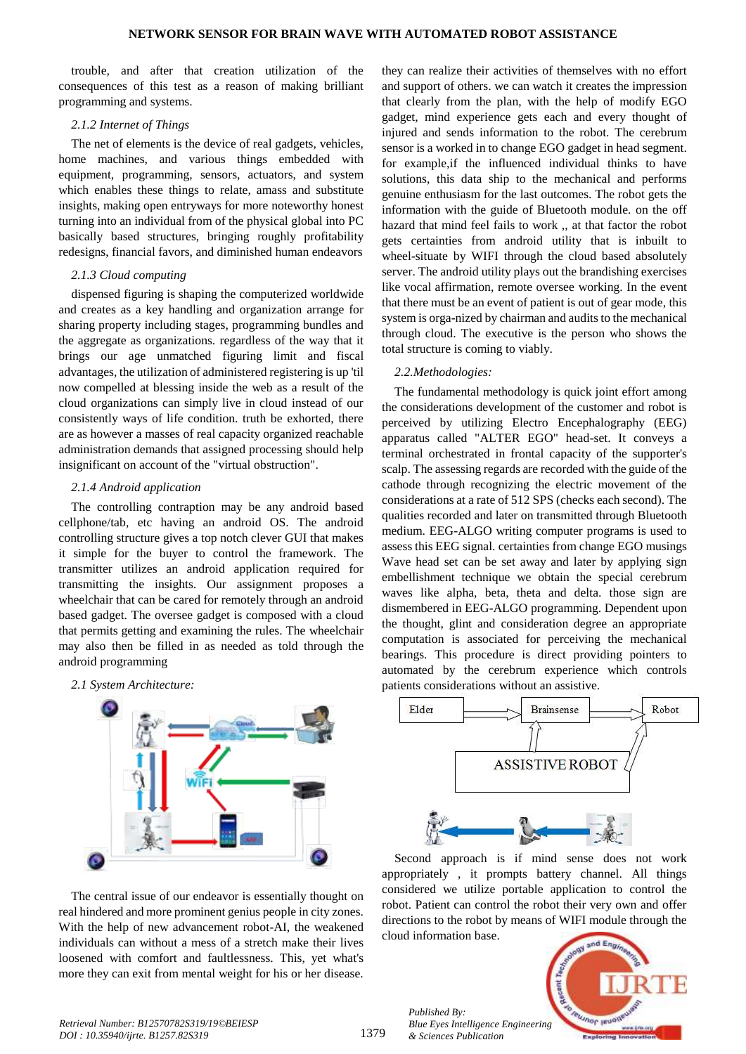trouble, and after that creation utilization of the consequences of this test as a reason of making brilliant programming and systems.

### *2.1.2 Internet of Things*

The net of elements is the device of real gadgets, vehicles, home machines, and various things embedded with equipment, programming, sensors, actuators, and system which enables these things to relate, amass and substitute insights, making open entryways for more noteworthy honest turning into an individual from of the physical global into PC basically based structures, bringing roughly profitability redesigns, financial favors, and diminished human endeavors

### *2.1.3 Cloud computing*

dispensed figuring is shaping the computerized worldwide and creates as a key handling and organization arrange for sharing property including stages, programming bundles and the aggregate as organizations. regardless of the way that it brings our age unmatched figuring limit and fiscal advantages, the utilization of administered registering is up 'til now compelled at blessing inside the web as a result of the cloud organizations can simply live in cloud instead of our consistently ways of life condition. truth be exhorted, there are as however a masses of real capacity organized reachable administration demands that assigned processing should help insignificant on account of the "virtual obstruction".

### *2.1.4 Android application*

The controlling contraption may be any android based cellphone/tab, etc having an android OS. The android controlling structure gives a top notch clever GUI that makes it simple for the buyer to control the framework. The transmitter utilizes an android application required for transmitting the insights. Our assignment proposes a wheelchair that can be cared for remotely through an android based gadget. The oversee gadget is composed with a cloud that permits getting and examining the rules. The wheelchair may also then be filled in as needed as told through the android programming

### *2.1 System Architecture:*

The central issue of our endeavor is essentially thought on real hindered and more prominent genius people in city zones. With the help of new advancement robot-AI, the weakened individuals can without a mess of a stretch make their lives loosened with comfort and faultlessness. This, yet what's more they can exit from mental weight for his or her disease. they can realize their activities of themselves with no effort and support of others. we can watch it creates the impression that clearly from the plan, with the help of modify EGO gadget, mind experience gets each and every thought of injured and sends information to the robot. The cerebrum sensor is a worked in to change EGO gadget in head segment. for example,if the influenced individual thinks to have solutions, this data ship to the mechanical and performs genuine enthusiasm for the last outcomes. The robot gets the information with the guide of Bluetooth module. on the off hazard that mind feel fails to work ,, at that factor the robot gets certainties from android utility that is inbuilt to wheel-situate by WIFI through the cloud based absolutely server. The android utility plays out the brandishing exercises like vocal affirmation, remote oversee working. In the event that there must be an event of patient is out of gear mode, this system is orga-nized by chairman and audits to the mechanical through cloud. The executive is the person who shows the total structure is coming to viably.

### *2.2.Methodologies:*

The fundamental methodology is quick joint effort among the considerations development of the customer and robot is perceived by utilizing Electro Encephalography (EEG) apparatus called "ALTER EGO" head-set. It conveys a terminal orchestrated in frontal capacity of the supporter's scalp. The assessing regards are recorded with the guide of the cathode through recognizing the electric movement of the considerations at a rate of 512 SPS (checks each second). The qualities recorded and later on transmitted through Bluetooth medium. EEG-ALGO writing computer programs is used to assess this EEG signal. certainties from change EGO musings Wave head set can be set away and later by applying sign embellishment technique we obtain the special cerebrum waves like alpha, beta, theta and delta. those sign are dismembered in EEG-ALGO programming. Dependent upon the thought, glint and consideration degree an appropriate computation is associated for perceiving the mechanical bearings. This procedure is direct providing pointers to automated by the cerebrum experience which controls patients considerations without an assistive.

Second approach is if mind sense does not work appropriately , it prompts battery channel. All things considered we utilize portable application to control the robot. Patient can control the robot their very own and offer directions to the robot by means of WIFI module through the cloud information base.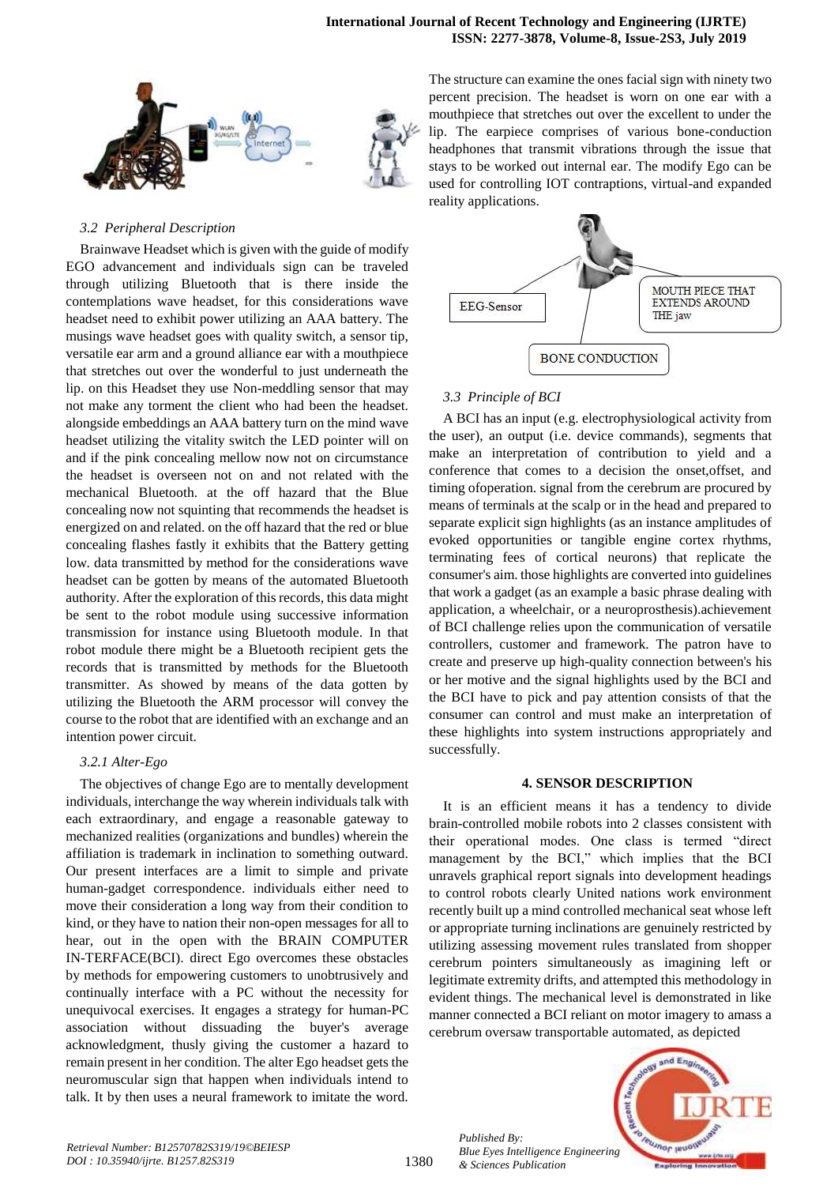### 3.2 Peripheral Description

Brainwave Headset which is given with the guide of modify EGO advancement and individuals sign can be traveled through utilizing Bluetooth that is there inside the contemplations wave headset, for this considerations wave headset need to exhibit power utilizing an AAA battery. The musings wave headset goes with quality switch, a sensor tip, versatile ear arm and a ground alliance ear with a mouthpiece that stretches out over the wonderful to just underneath the lip. on this Headset they use Non-meddling sensor that may not make any torment the client who had been the headset. alongside embeddings an AAA battery turn on the mind wave headset utilizing the vitality switch the LED pointer will on and if the pink concealing mellow now not on circumstance the headset is overseen not on and not related with the mechanical Bluetooth. at the off hazard that the Blue concealing now not squinting that recommends the headset is energized on and related. on the off hazard that the red or blue concealing flashes fastly it exhibits that the Battery getting low. data transmitted by method for the considerations wave headset can be gotten by means of the automated Bluetooth authority. After the exploration of this records, this data might be sent to the robot module using successive information transmission for instance using Bluetooth module. In that robot module there might be a Bluetooth recipient gets the records that is transmitted by methods for the Bluetooth transmitter. As showed by means of the data gotten by utilizing the Bluetooth the ARM processor will convey the course to the robot that are identified with an exchange and an intention power circuit.

#### 3.2.1 Alter-Ego

The objectives of change Ego are to mentally development individuals, interchange the way wherein individuals talk with each extraordinary, and engage a reasonable gateway to mechanized realities (organizations and bundles) wherein the affiliation is trademark in inclination to something outward. Our present interfaces are a limit to simple and private human-gadget correspondence. individuals either need to move their consideration a long way from their condition to kind, or they have to nation their non-open messages for all to hear, out in the open with the BRAIN COMPUTER IN-TERFACE(BCI). direct Ego overcomes these obstacles by methods for empowering customers to unobtrusively and continually interface with a PC without the necessity for unequivocal exercises. It engages a strategy for human-PC association without dissuading the buyer's average acknowledgment, thusly giving the customer a hazard to remain present in her condition. The alter Ego headset gets the neuromuscular sign that happen when individuals intend to talk. It by then uses a neural framework to imitate the word. The structure can examine the ones facial sign with ninety two percent precision. The headset is worn on one ear with a mouthpiece that stretches out over the excellent to under the lip. The earpiece comprises of various bone-conduction headphones that transmit vibrations through the issue that stays to be worked out internal ear. The modify Ego can be used for controlling IOT contraptions, virtual-and expanded reality applications.

### 3.3 Principle of BCI

A BCI has an input (e.g. electrophysiological activity from the user), an output (i.e. device commands), segments that make an interpretation of contribution to yield and a conference that comes to a decision the onset,offset, and timing ofoperation. signal from the cerebrum are procured by means of terminals at the scalp or in the head and prepared to separate explicit sign highlights (as an instance amplitudes of evoked opportunities or tangible engine cortex rhythms, terminating fees of cortical neurons) that replicate the consumer's aim. those highlights are converted into guidelines that work a gadget (as an example a basic phrase dealing with application, a wheelchair, or a neuroprosthesis).achievement of BCI challenge relies upon the communication of versatile controllers, customer and framework. The patron have to create and preserve up high-quality connection between's his or her motive and the signal highlights used by the BCI and the BCI have to pick and pay attention consists of that the consumer can control and must make an interpretation of these highlights into system instructions appropriately and successfully.

## 4. SENSOR DESCRIPTION

It is an efficient means it has a tendency to divide brain-controlled mobile robots into 2 classes consistent with their operational modes. One class is termed "direct management by the BCI," which implies that the BCI unravels graphical report signals into development headings to control robots clearly United nations work environment recently built up a mind controlled mechanical seat whose left or appropriate turning inclinations are genuinely restricted by utilizing assessing movement rules translated from shopper cerebrum pointers simultaneously as imagining left or legitimate extremity drifts, and attempted this methodology in evident things. The mechanical level is demonstrated in like manner connected a BCI reliant on motor imagery to amass a cerebrum oversaw transportable automated, as depicted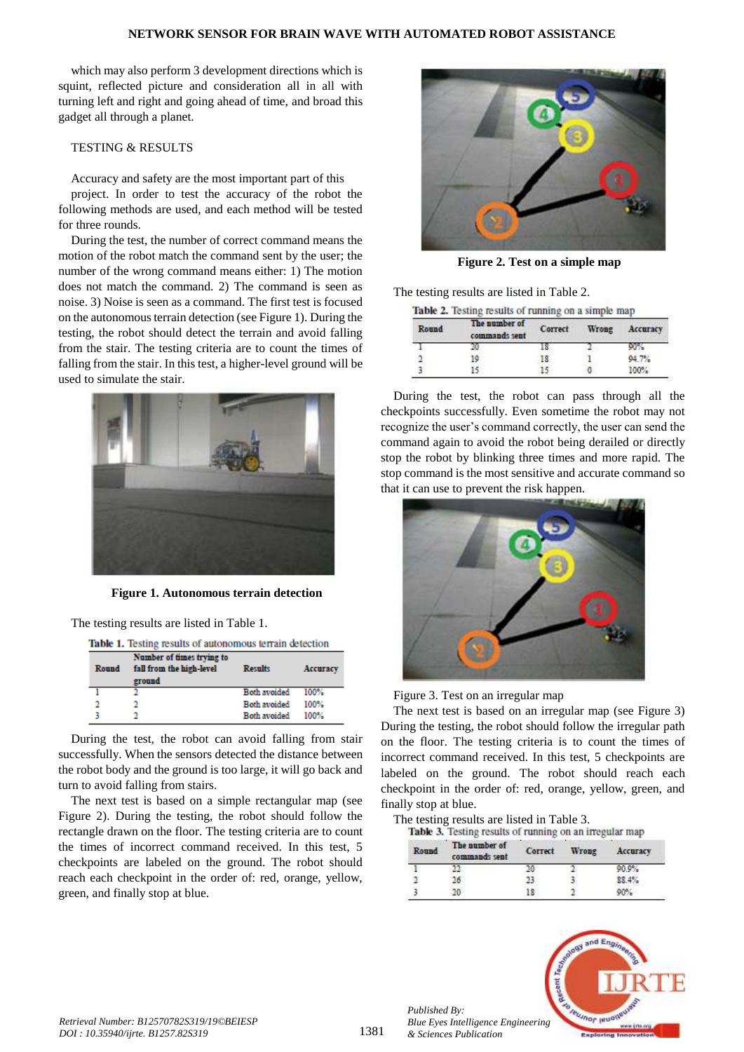which may also perform 3 development directions which is squint, reflected picture and consideration all in all with turning left and right and going ahead of time, and broad this gadget all through a planet.

## TESTING & RESULTS

Accuracy and safety are the most important part of this project. In order to test the accuracy of the robot the following methods are used, and each method will be tested for three rounds.

During the test, the number of correct command means the motion of the robot match the command sent by the user; the number of the wrong command means either: 1) The motion does not match the command. 2) The command is seen as noise. 3) Noise is seen as a command. The first test is focused on the autonomous terrain detection (see Figure 1). During the testing, the robot should detect the terrain and avoid falling from the stair. The testing criteria are to count the times of falling from the stair. In this test, a higher-level ground will be used to simulate the stair.

**Figure 1. Autonomous terrain detection**

The testing results are listed in Table 1.

**Table 1.** Testing results of autonomous terrain detection

| Round | Number of times trying to fall from the high-level ground | Results | Accuracy |
|---|---|---|---|
| 1 | 2 | Both avoided | 100% |
| 2 | 2 | Both avoided | 100% |
| 3 | 2 | Both avoided | 100% |

During the test, the robot can avoid falling from stair successfully. When the sensors detected the distance between the robot body and the ground is too large, it will go back and turn to avoid falling from stairs.

The next test is based on a simple rectangular map (see Figure 2). During the testing, the robot should follow the rectangle drawn on the floor. The testing criteria are to count the times of incorrect command received. In this test, 5 checkpoints are labeled on the ground. The robot should reach each checkpoint in the order of: red, orange, yellow, green, and finally stop at blue.

**Figure 2. Test on a simple map**

The testing results are listed in Table 2.

**Table 2.** Testing results of running on a simple map

| Round | The number of commands sent | Correct | Wrong | Accuracy |
|---|---|---|---|---|
| 1 | 20 | 18 | 2 | 90% |
| 2 | 19 | 18 | 1 | 94.7% |
| 3 | 15 | 15 | 0 | 100% |

During the test, the robot can pass through all the checkpoints successfully. Even sometime the robot may not recognize the user's command correctly, the user can send the command again to avoid the robot being derailed or directly stop the robot by blinking three times and more rapid. The stop command is the most sensitive and accurate command so that it can use to prevent the risk happen.

Figure 3. Test on an irregular map

The next test is based on an irregular map (see Figure 3) During the testing, the robot should follow the irregular path on the floor. The testing criteria is to count the times of incorrect command received. In this test, 5 checkpoints are labeled on the ground. The robot should reach each checkpoint in the order of: red, orange, yellow, green, and finally stop at blue.

The testing results are listed in Table 3.

**Table 3.** Testing results of running on an irregular map

| Round | The number of commands sent | Correct | Wrong | Accuracy |
|---|---|---|---|---|
| 1 | 22 | 20 | 2 | 90.9% |
| 2 | 26 | 23 | 3 | 88.4% |
| 3 | 20 | 18 | 2 | 90% |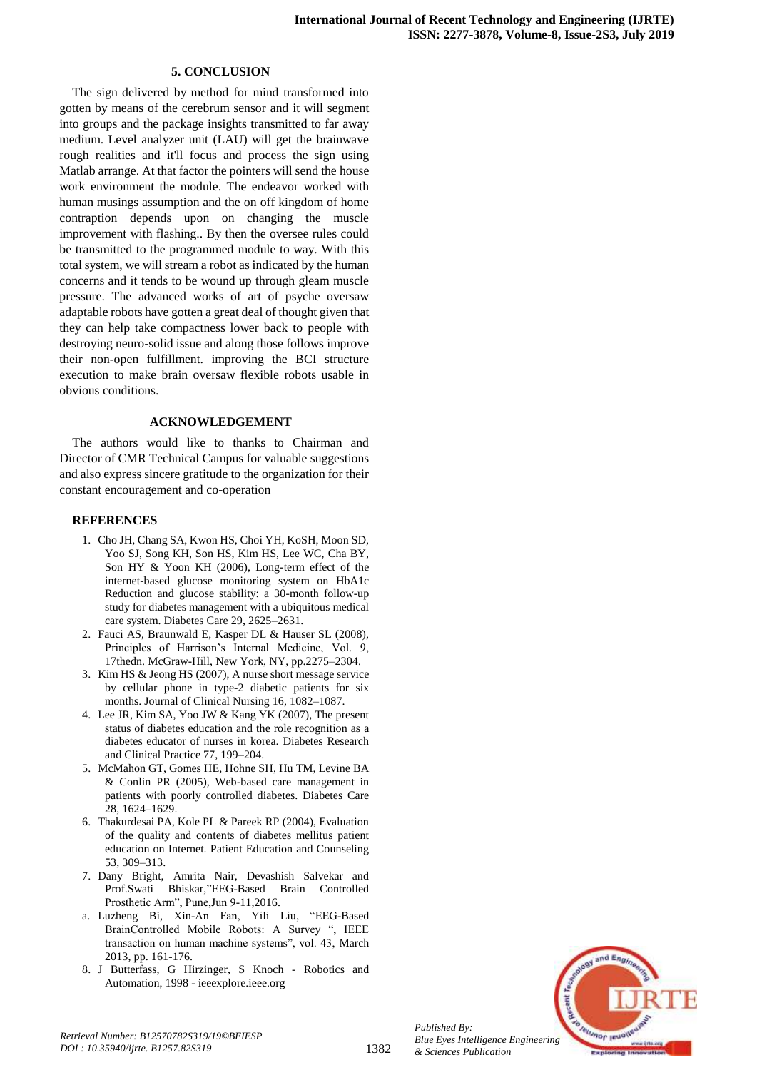## 5. CONCLUSION

The sign delivered by method for mind transformed into gotten by means of the cerebrum sensor and it will segment into groups and the package insights transmitted to far away medium. Level analyzer unit (LAU) will get the brainwave rough realities and it'll focus and process the sign using Matlab arrange. At that factor the pointers will send the house work environment the module. The endeavor worked with human musings assumption and the on off kingdom of home contraption depends upon on changing the muscle improvement with flashing.. By then the oversee rules could be transmitted to the programmed module to way. With this total system, we will stream a robot as indicated by the human concerns and it tends to be wound up through gleam muscle pressure. The advanced works of art of psyche oversaw adaptable robots have gotten a great deal of thought given that they can help take compactness lower back to people with destroying neuro-solid issue and along those follows improve their non-open fulfillment. improving the BCI structure execution to make brain oversaw flexible robots usable in obvious conditions.

## ACKNOWLEDGEMENT

The authors would like to thanks to Chairman and Director of CMR Technical Campus for valuable suggestions and also express sincere gratitude to the organization for their constant encouragement and co-operation

## REFERENCES

1. Cho JH, Chang SA, Kwon HS, Choi YH, KoSH, Moon SD, Yoo SJ, Song KH, Son HS, Kim HS, Lee WC, Cha BY, Son HY & Yoon KH (2006), Long-term effect of the internet-based glucose monitoring system on HbA1c Reduction and glucose stability: a 30-month follow-up study for diabetes management with a ubiquitous medical care system. Diabetes Care 29, 2625–2631.
2. Fauci AS, Braunwald E, Kasper DL & Hauser SL (2008), Principles of Harrison's Internal Medicine, Vol. 9, 17thedn. McGraw-Hill, New York, NY, pp.2275–2304.
3. Kim HS & Jeong HS (2007), A nurse short message service by cellular phone in type-2 diabetic patients for six months. Journal of Clinical Nursing 16, 1082–1087.
4. Lee JR, Kim SA, Yoo JW & Kang YK (2007), The present status of diabetes education and the role recognition as a diabetes educator of nurses in korea. Diabetes Research and Clinical Practice 77, 199–204.
5. McMahon GT, Gomes HE, Hohne SH, Hu TM, Levine BA & Conlin PR (2005), Web-based care management in patients with poorly controlled diabetes. Diabetes Care 28, 1624–1629.
6. Thakurdesai PA, Kole PL & Pareek RP (2004), Evaluation of the quality and contents of diabetes mellitus patient education on Internet. Patient Education and Counseling 53, 309–313.
7. Dany Bright, Amrita Nair, Devashish Salvekar and Prof.Swati Bhiskar,"EEG-Based Brain Controlled Prosthetic Arm", Pune,Jun 9-11,2016.

   a. Luzheng Bi, Xin-An Fan, Yili Liu, "EEG-Based BrainControlled Mobile Robots: A Survey ", IEEE transaction on human machine systems", vol. 43, March 2013, pp. 161-176.

8. J Butterfass, G Hirzinger, S Knoch - Robotics and Automation, 1998 - ieeexplore.ieee.org